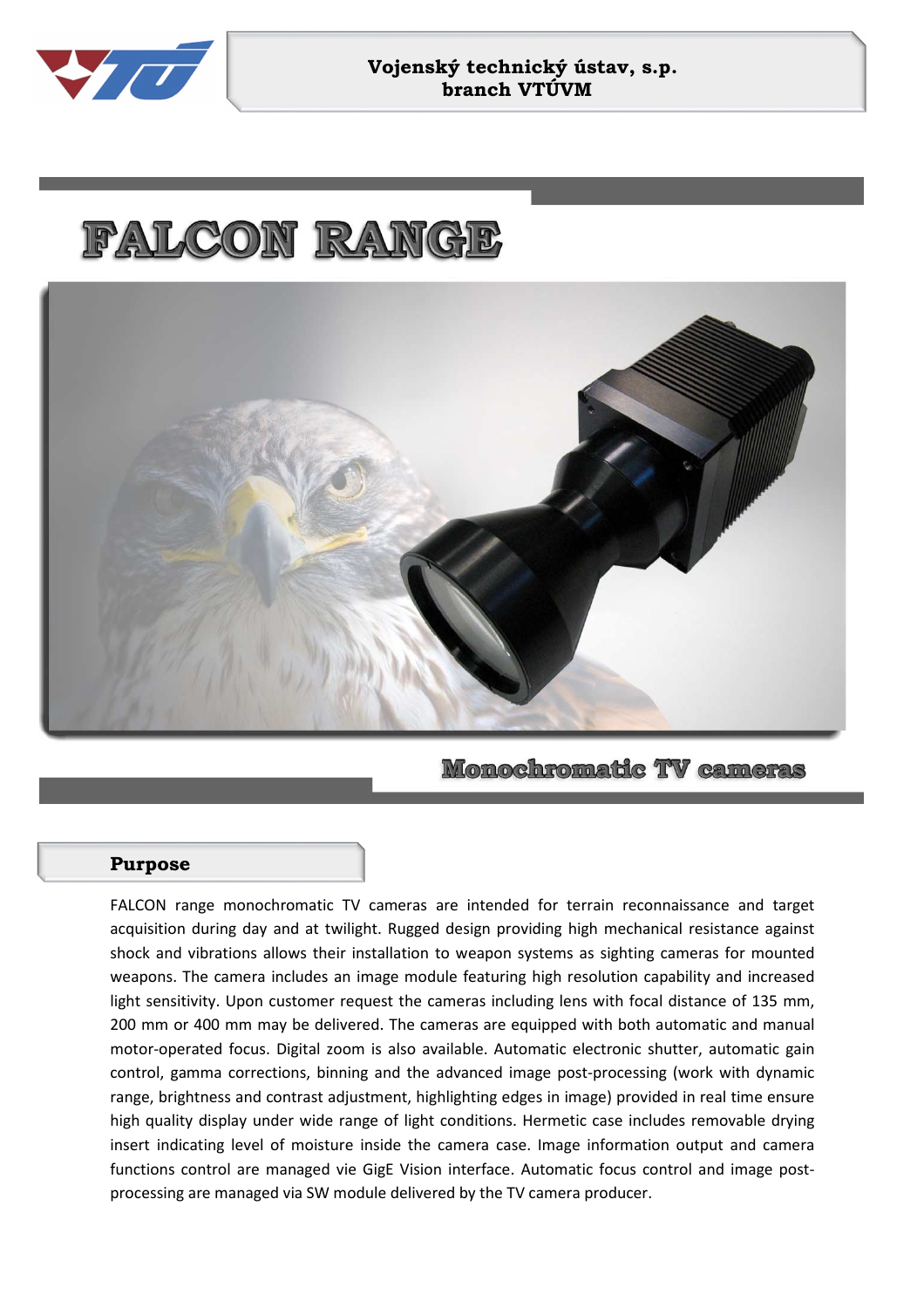**Vojenský technický ústav, s.p.**
**branch VTÚVM**

# FALCON RANGE

## Monochromatic TV cameras

### Purpose

FALCON range monochromatic TV cameras are intended for terrain reconnaissance and target acquisition during day and at twilight. Rugged design providing high mechanical resistance against shock and vibrations allows their installation to weapon systems as sighting cameras for mounted weapons. The camera includes an image module featuring high resolution capability and increased light sensitivity. Upon customer request the cameras including lens with focal distance of 135 mm, 200 mm or 400 mm may be delivered. The cameras are equipped with both automatic and manual motor-operated focus. Digital zoom is also available. Automatic electronic shutter, automatic gain control, gamma corrections, binning and the advanced image post-processing (work with dynamic range, brightness and contrast adjustment, highlighting edges in image) provided in real time ensure high quality display under wide range of light conditions. Hermetic case includes removable drying insert indicating level of moisture inside the camera case. Image information output and camera functions control are managed vie GigE Vision interface. Automatic focus control and image post-processing are managed via SW module delivered by the TV camera producer.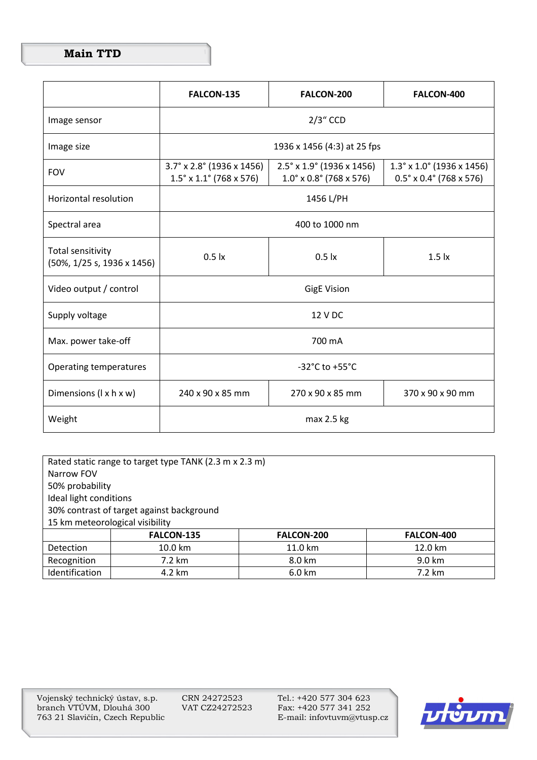## Main TTD

| | FALCON-135 | FALCON-200 | FALCON-400 |
|---|---|---|---|
| Image sensor | 2/3" CCD | | |
| Image size | 1936 x 1456 (4:3) at 25 fps | | |
| FOV | 3.7° x 2.8° (1936 x 1456)<br>1.5° x 1.1° (768 x 576) | 2.5° x 1.9° (1936 x 1456)<br>1.0° x 0.8° (768 x 576) | 1.3° x 1.0° (1936 x 1456)<br>0.5° x 0.4° (768 x 576) |
| Horizontal resolution | 1456 L/PH | | |
| Spectral area | 400 to 1000 nm | | |
| Total sensitivity<br>(50%, 1/25 s, 1936 x 1456) | 0.5 lx | 0.5 lx | 1.5 lx |
| Video output / control | GigE Vision | | |
| Supply voltage | 12 V DC | | |
| Max. power take-off | 700 mA | | |
| Operating temperatures | -32°C to +55°C | | |
| Dimensions (l x h x w) | 240 x 90 x 85 mm | 270 x 90 x 85 mm | 370 x 90 x 90 mm |
| Weight | max 2.5 kg | | |

Rated static range to target type TANK (2.3 m x 2.3 m)
Narrow FOV
50% probability
Ideal light conditions
30% contrast of target against background
15 km meteorological visibility

| | FALCON-135 | FALCON-200 | FALCON-400 |
|---|---|---|---|
| Detection | 10.0 km | 11.0 km | 12.0 km |
| Recognition | 7.2 km | 8.0 km | 9.0 km |
| Identification | 4.2 km | 6.0 km | 7.2 km |

Vojenský technický ústav, s.p.
branch VTÚVM, Dlouhá 300
763 21 Slavičín, Czech Republic

CRN 24272523
VAT CZ24272523

Tel.: +420 577 304 623
Fax: +420 577 341 252
E-mail: infovtuvm@vtusp.cz